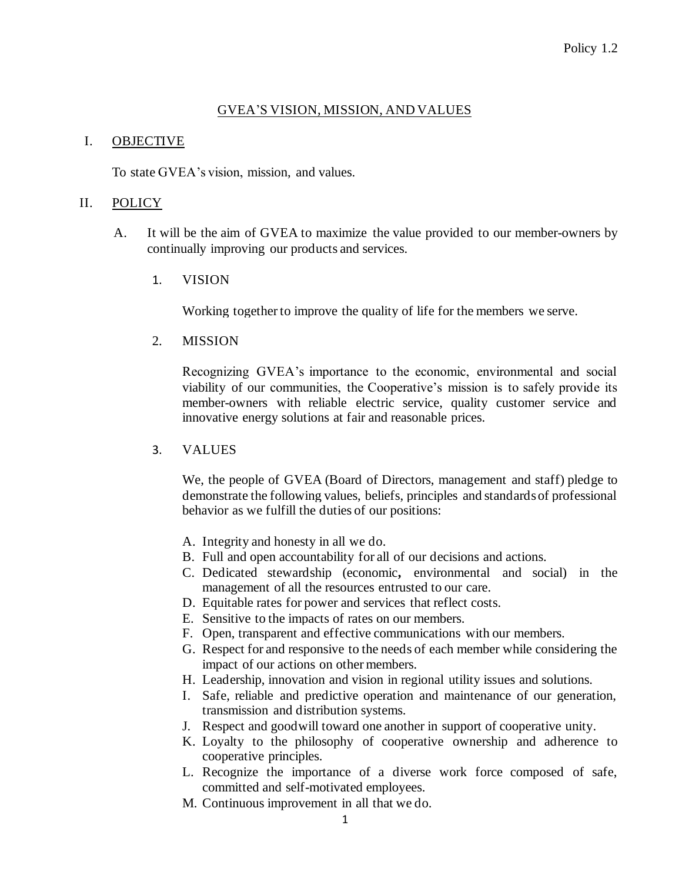Policy 1.2

# GVEA'S VISION, MISSION, AND VALUES

## I. OBJECTIVE

To state GVEA's vision, mission, and values.

## II. POLICY

A. It will be the aim of GVEA to maximize the value provided to our member-owners by continually improving our products and services.

1. VISION

   Working together to improve the quality of life for the members we serve.

2. MISSION

   Recognizing GVEA's importance to the economic, environmental and social viability of our communities, the Cooperative's mission is to safely provide its member-owners with reliable electric service, quality customer service and innovative energy solutions at fair and reasonable prices.

3. VALUES

   We, the people of GVEA (Board of Directors, management and staff) pledge to demonstrate the following values, beliefs, principles and standards of professional behavior as we fulfill the duties of our positions:

   A. Integrity and honesty in all we do.
   B. Full and open accountability for all of our decisions and actions.
   C. Dedicated stewardship (economic**,** environmental and social) in the management of all the resources entrusted to our care.
   D. Equitable rates for power and services that reflect costs.
   E. Sensitive to the impacts of rates on our members.
   F. Open, transparent and effective communications with our members.
   G. Respect for and responsive to the needs of each member while considering the impact of our actions on other members.
   H. Leadership, innovation and vision in regional utility issues and solutions.
   I. Safe, reliable and predictive operation and maintenance of our generation, transmission and distribution systems.
   J. Respect and goodwill toward one another in support of cooperative unity.
   K. Loyalty to the philosophy of cooperative ownership and adherence to cooperative principles.
   L. Recognize the importance of a diverse work force composed of safe, committed and self-motivated employees.
   M. Continuous improvement in all that we do.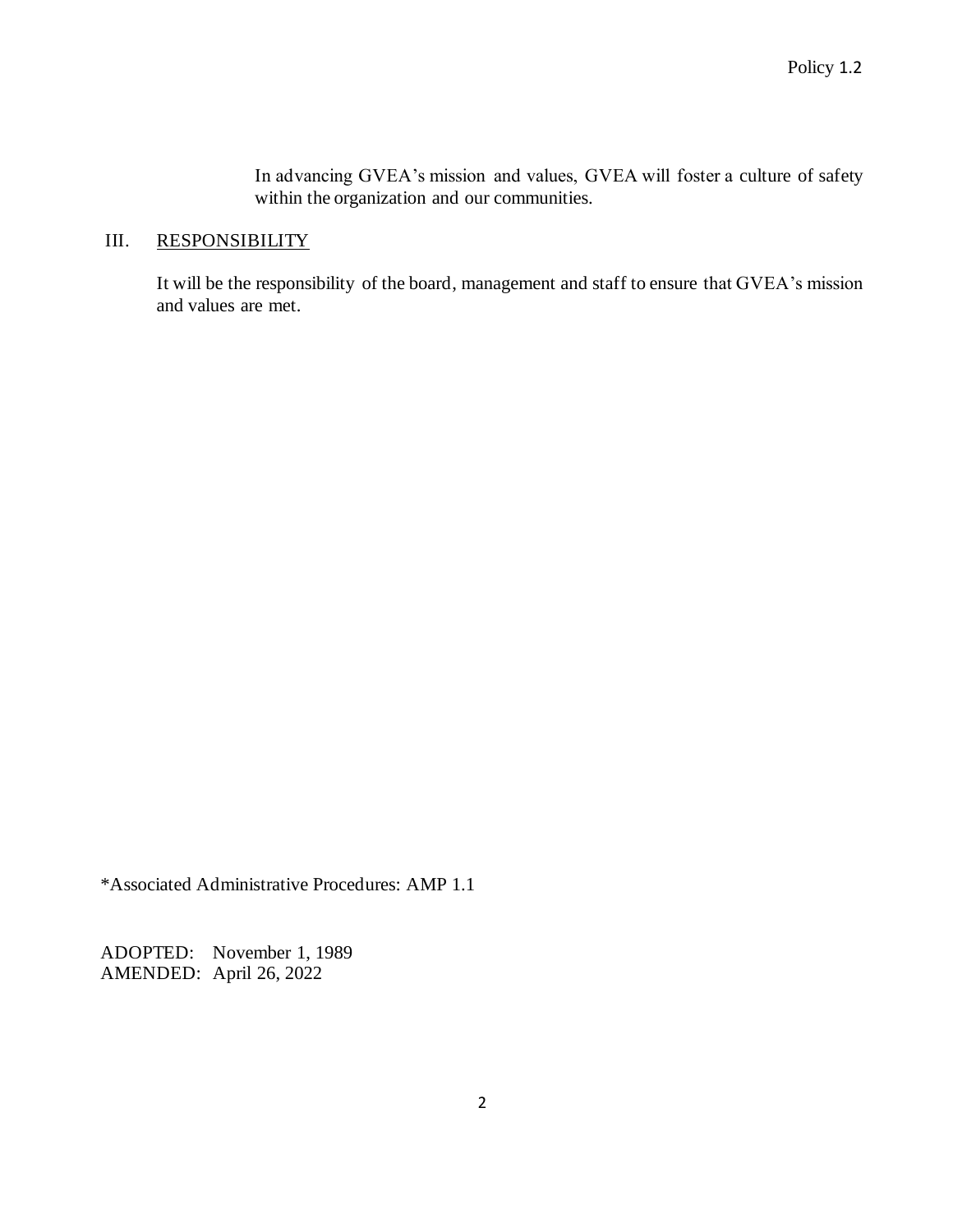In advancing GVEA's mission and values, GVEA will foster a culture of safety within the organization and our communities.

## III. RESPONSIBILITY

It will be the responsibility of the board, management and staff to ensure that GVEA's mission and values are met.

*Associated Administrative Procedures: AMP 1.1

ADOPTED: November 1, 1989
AMENDED: April 26, 2022